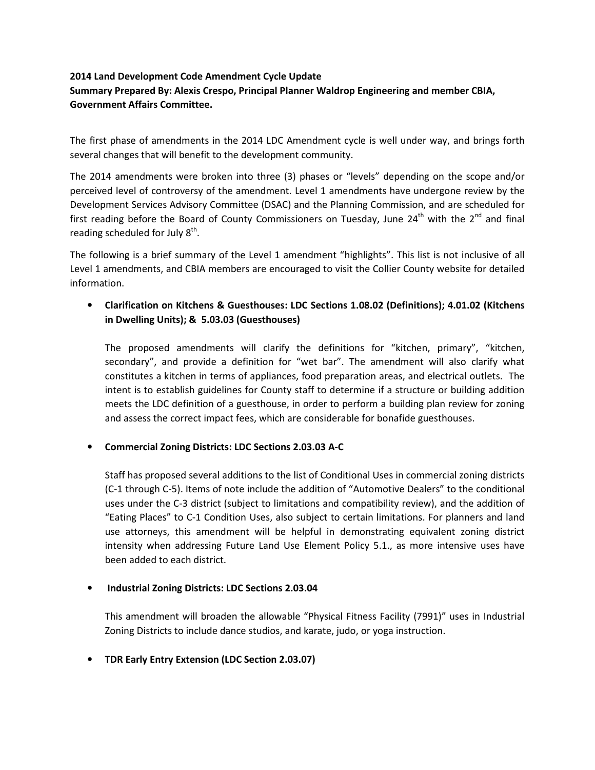**2014 Land Development Code Amendment Cycle Update**
**Summary Prepared By: Alexis Crespo, Principal Planner Waldrop Engineering and member CBIA, Government Affairs Committee.**

The first phase of amendments in the 2014 LDC Amendment cycle is well under way, and brings forth several changes that will benefit to the development community.

The 2014 amendments were broken into three (3) phases or "levels" depending on the scope and/or perceived level of controversy of the amendment. Level 1 amendments have undergone review by the Development Services Advisory Committee (DSAC) and the Planning Commission, and are scheduled for first reading before the Board of County Commissioners on Tuesday, June 24th with the 2nd and final reading scheduled for July 8th.

The following is a brief summary of the Level 1 amendment "highlights". This list is not inclusive of all Level 1 amendments, and CBIA members are encouraged to visit the Collier County website for detailed information.

- **Clarification on Kitchens & Guesthouses: LDC Sections 1.08.02 (Definitions); 4.01.02 (Kitchens in Dwelling Units); & 5.03.03 (Guesthouses)**

  The proposed amendments will clarify the definitions for "kitchen, primary", "kitchen, secondary", and provide a definition for "wet bar". The amendment will also clarify what constitutes a kitchen in terms of appliances, food preparation areas, and electrical outlets. The intent is to establish guidelines for County staff to determine if a structure or building addition meets the LDC definition of a guesthouse, in order to perform a building plan review for zoning and assess the correct impact fees, which are considerable for bonafide guesthouses.

- **Commercial Zoning Districts: LDC Sections 2.03.03 A-C**

  Staff has proposed several additions to the list of Conditional Uses in commercial zoning districts (C-1 through C-5). Items of note include the addition of "Automotive Dealers" to the conditional uses under the C-3 district (subject to limitations and compatibility review), and the addition of "Eating Places" to C-1 Condition Uses, also subject to certain limitations. For planners and land use attorneys, this amendment will be helpful in demonstrating equivalent zoning district intensity when addressing Future Land Use Element Policy 5.1., as more intensive uses have been added to each district.

- **Industrial Zoning Districts: LDC Sections 2.03.04**

  This amendment will broaden the allowable "Physical Fitness Facility (7991)" uses in Industrial Zoning Districts to include dance studios, and karate, judo, or yoga instruction.

- **TDR Early Entry Extension (LDC Section 2.03.07)**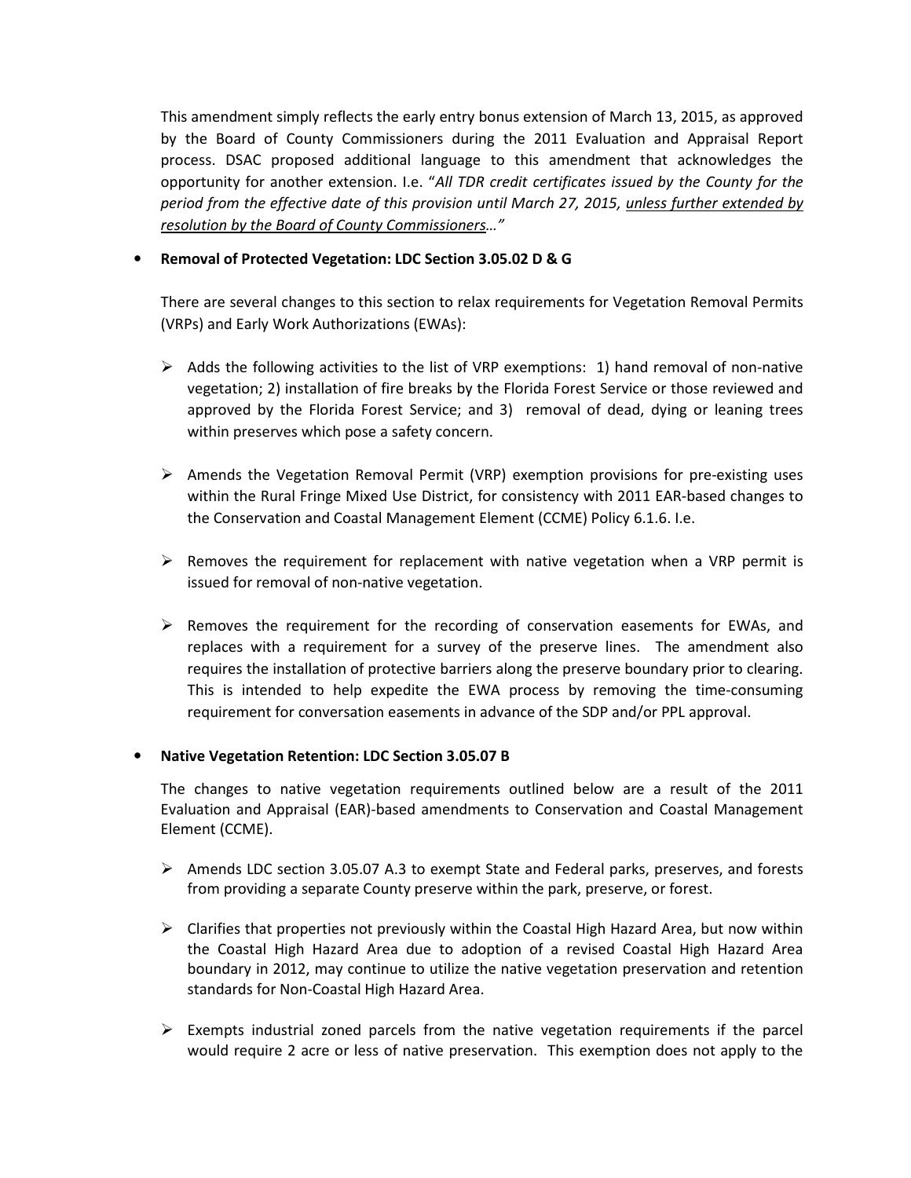This amendment simply reflects the early entry bonus extension of March 13, 2015, as approved by the Board of County Commissioners during the 2011 Evaluation and Appraisal Report process. DSAC proposed additional language to this amendment that acknowledges the opportunity for another extension. I.e. "*All TDR credit certificates issued by the County for the period from the effective date of this provision until March 27, 2015, <u>unless further extended by resolution by the Board of County Commissioners</u>…"*

- **Removal of Protected Vegetation: LDC Section 3.05.02 D & G**

  There are several changes to this section to relax requirements for Vegetation Removal Permits (VRPs) and Early Work Authorizations (EWAs):

  - Adds the following activities to the list of VRP exemptions: 1) hand removal of non-native vegetation; 2) installation of fire breaks by the Florida Forest Service or those reviewed and approved by the Florida Forest Service; and 3) removal of dead, dying or leaning trees within preserves which pose a safety concern.

  - Amends the Vegetation Removal Permit (VRP) exemption provisions for pre-existing uses within the Rural Fringe Mixed Use District, for consistency with 2011 EAR-based changes to the Conservation and Coastal Management Element (CCME) Policy 6.1.6. I.e.

  - Removes the requirement for replacement with native vegetation when a VRP permit is issued for removal of non-native vegetation.

  - Removes the requirement for the recording of conservation easements for EWAs, and replaces with a requirement for a survey of the preserve lines. The amendment also requires the installation of protective barriers along the preserve boundary prior to clearing. This is intended to help expedite the EWA process by removing the time-consuming requirement for conversation easements in advance of the SDP and/or PPL approval.

- **Native Vegetation Retention: LDC Section 3.05.07 B**

  The changes to native vegetation requirements outlined below are a result of the 2011 Evaluation and Appraisal (EAR)-based amendments to Conservation and Coastal Management Element (CCME).

  - Amends LDC section 3.05.07 A.3 to exempt State and Federal parks, preserves, and forests from providing a separate County preserve within the park, preserve, or forest.

  - Clarifies that properties not previously within the Coastal High Hazard Area, but now within the Coastal High Hazard Area due to adoption of a revised Coastal High Hazard Area boundary in 2012, may continue to utilize the native vegetation preservation and retention standards for Non-Coastal High Hazard Area.

  - Exempts industrial zoned parcels from the native vegetation requirements if the parcel would require 2 acre or less of native preservation. This exemption does not apply to the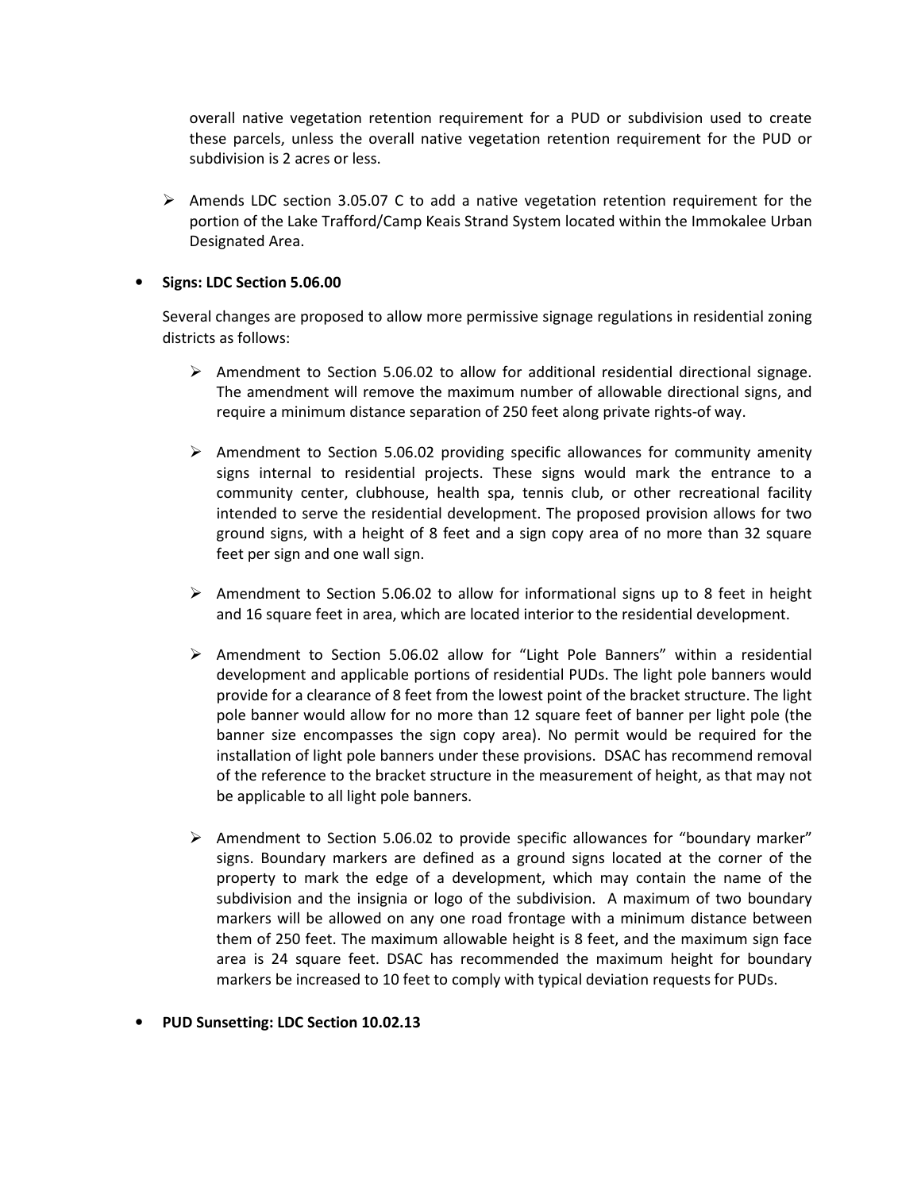overall native vegetation retention requirement for a PUD or subdivision used to create these parcels, unless the overall native vegetation retention requirement for the PUD or subdivision is 2 acres or less.

- Amends LDC section 3.05.07 C to add a native vegetation retention requirement for the portion of the Lake Trafford/Camp Keais Strand System located within the Immokalee Urban Designated Area.

- **Signs: LDC Section 5.06.00**

  Several changes are proposed to allow more permissive signage regulations in residential zoning districts as follows:

  - Amendment to Section 5.06.02 to allow for additional residential directional signage. The amendment will remove the maximum number of allowable directional signs, and require a minimum distance separation of 250 feet along private rights-of way.

  - Amendment to Section 5.06.02 providing specific allowances for community amenity signs internal to residential projects. These signs would mark the entrance to a community center, clubhouse, health spa, tennis club, or other recreational facility intended to serve the residential development. The proposed provision allows for two ground signs, with a height of 8 feet and a sign copy area of no more than 32 square feet per sign and one wall sign.

  - Amendment to Section 5.06.02 to allow for informational signs up to 8 feet in height and 16 square feet in area, which are located interior to the residential development.

  - Amendment to Section 5.06.02 allow for "Light Pole Banners" within a residential development and applicable portions of residential PUDs. The light pole banners would provide for a clearance of 8 feet from the lowest point of the bracket structure. The light pole banner would allow for no more than 12 square feet of banner per light pole (the banner size encompasses the sign copy area). No permit would be required for the installation of light pole banners under these provisions. DSAC has recommend removal of the reference to the bracket structure in the measurement of height, as that may not be applicable to all light pole banners.

  - Amendment to Section 5.06.02 to provide specific allowances for "boundary marker" signs. Boundary markers are defined as a ground signs located at the corner of the property to mark the edge of a development, which may contain the name of the subdivision and the insignia or logo of the subdivision. A maximum of two boundary markers will be allowed on any one road frontage with a minimum distance between them of 250 feet. The maximum allowable height is 8 feet, and the maximum sign face area is 24 square feet. DSAC has recommended the maximum height for boundary markers be increased to 10 feet to comply with typical deviation requests for PUDs.

- **PUD Sunsetting: LDC Section 10.02.13**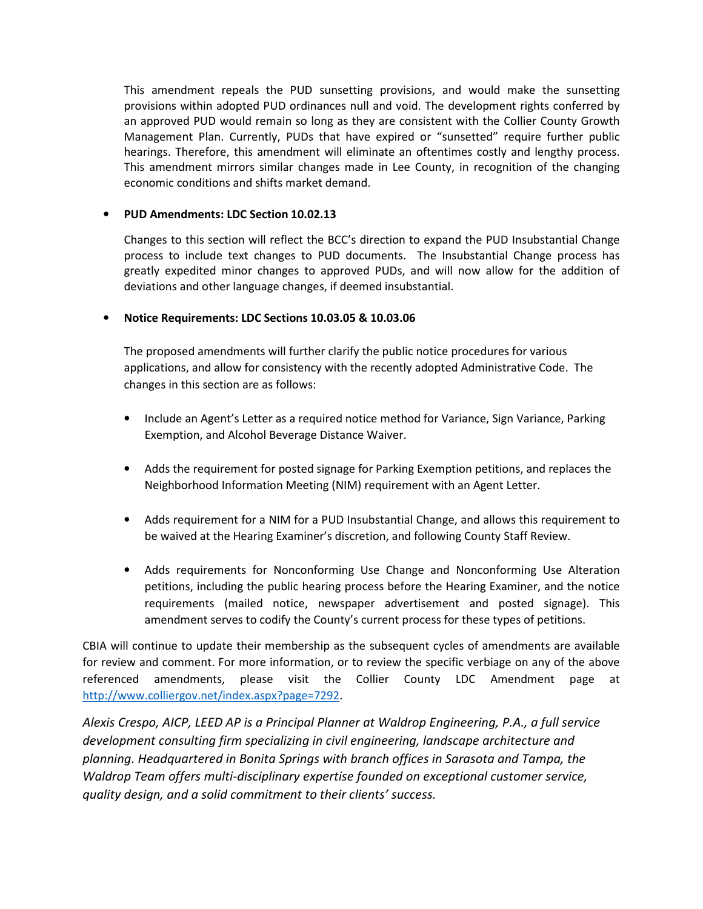This amendment repeals the PUD sunsetting provisions, and would make the sunsetting provisions within adopted PUD ordinances null and void. The development rights conferred by an approved PUD would remain so long as they are consistent with the Collier County Growth Management Plan. Currently, PUDs that have expired or "sunsetted" require further public hearings. Therefore, this amendment will eliminate an oftentimes costly and lengthy process. This amendment mirrors similar changes made in Lee County, in recognition of the changing economic conditions and shifts market demand.

- **PUD Amendments: LDC Section 10.02.13**

  Changes to this section will reflect the BCC's direction to expand the PUD Insubstantial Change process to include text changes to PUD documents. The Insubstantial Change process has greatly expedited minor changes to approved PUDs, and will now allow for the addition of deviations and other language changes, if deemed insubstantial.

- **Notice Requirements: LDC Sections 10.03.05 & 10.03.06**

  The proposed amendments will further clarify the public notice procedures for various applications, and allow for consistency with the recently adopted Administrative Code. The changes in this section are as follows:

  - Include an Agent's Letter as a required notice method for Variance, Sign Variance, Parking Exemption, and Alcohol Beverage Distance Waiver.
  - Adds the requirement for posted signage for Parking Exemption petitions, and replaces the Neighborhood Information Meeting (NIM) requirement with an Agent Letter.
  - Adds requirement for a NIM for a PUD Insubstantial Change, and allows this requirement to be waived at the Hearing Examiner's discretion, and following County Staff Review.
  - Adds requirements for Nonconforming Use Change and Nonconforming Use Alteration petitions, including the public hearing process before the Hearing Examiner, and the notice requirements (mailed notice, newspaper advertisement and posted signage). This amendment serves to codify the County's current process for these types of petitions.

CBIA will continue to update their membership as the subsequent cycles of amendments are available for review and comment. For more information, or to review the specific verbiage on any of the above referenced amendments, please visit the Collier County LDC Amendment page at http://www.colliergov.net/index.aspx?page=7292.

*Alexis Crespo, AICP, LEED AP is a Principal Planner at Waldrop Engineering, P.A., a full service development consulting firm specializing in civil engineering, landscape architecture and planning. Headquartered in Bonita Springs with branch offices in Sarasota and Tampa, the Waldrop Team offers multi-disciplinary expertise founded on exceptional customer service, quality design, and a solid commitment to their clients' success.*